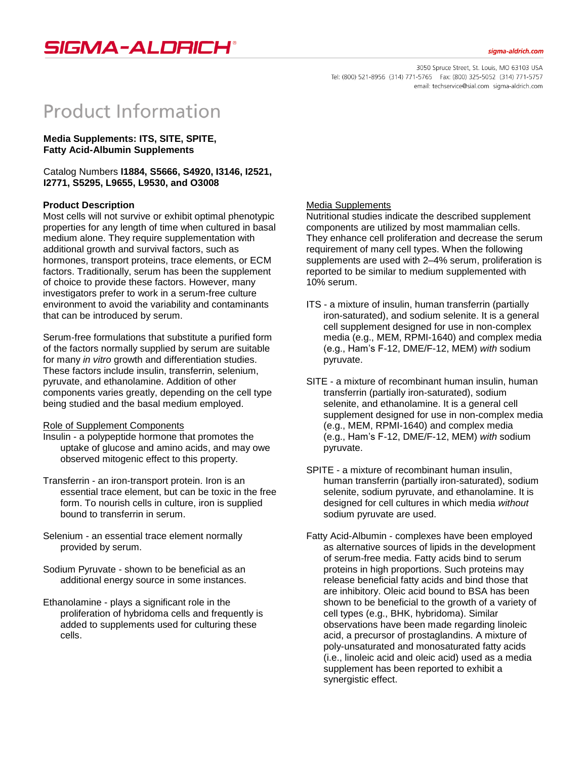# Product Information

**Media Supplements: ITS, SITE, SPITE, Fatty Acid-Albumin Supplements**

Catalog Numbers **I1884, S5666, S4920, I3146, I2521, I2771, S5295, L9655, L9530, and O3008**

## Product Description

Most cells will not survive or exhibit optimal phenotypic properties for any length of time when cultured in basal medium alone. They require supplementation with additional growth and survival factors, such as hormones, transport proteins, trace elements, or ECM factors. Traditionally, serum has been the supplement of choice to provide these factors. However, many investigators prefer to work in a serum-free culture environment to avoid the variability and contaminants that can be introduced by serum.

Serum-free formulations that substitute a purified form of the factors normally supplied by serum are suitable for many *in vitro* growth and differentiation studies. These factors include insulin, transferrin, selenium, pyruvate, and ethanolamine. Addition of other components varies greatly, depending on the cell type being studied and the basal medium employed.

### Role of Supplement Components

Insulin - a polypeptide hormone that promotes the uptake of glucose and amino acids, and may owe observed mitogenic effect to this property.

Transferrin - an iron-transport protein. Iron is an essential trace element, but can be toxic in the free form. To nourish cells in culture, iron is supplied bound to transferrin in serum.

Selenium - an essential trace element normally provided by serum.

Sodium Pyruvate - shown to be beneficial as an additional energy source in some instances.

Ethanolamine - plays a significant role in the proliferation of hybridoma cells and frequently is added to supplements used for culturing these cells.

### Media Supplements

Nutritional studies indicate the described supplement components are utilized by most mammalian cells. They enhance cell proliferation and decrease the serum requirement of many cell types. When the following supplements are used with 2–4% serum, proliferation is reported to be similar to medium supplemented with 10% serum.

ITS - a mixture of insulin, human transferrin (partially iron-saturated), and sodium selenite. It is a general cell supplement designed for use in non-complex media (e.g., MEM, RPMI-1640) and complex media (e.g., Ham's F-12, DME/F-12, MEM) *with* sodium pyruvate.

SITE - a mixture of recombinant human insulin, human transferrin (partially iron-saturated), sodium selenite, and ethanolamine. It is a general cell supplement designed for use in non-complex media (e.g., MEM, RPMI-1640) and complex media (e.g., Ham's F-12, DME/F-12, MEM) *with* sodium pyruvate.

SPITE - a mixture of recombinant human insulin, human transferrin (partially iron-saturated), sodium selenite, sodium pyruvate, and ethanolamine. It is designed for cell cultures in which media *without* sodium pyruvate are used.

Fatty Acid-Albumin - complexes have been employed as alternative sources of lipids in the development of serum-free media. Fatty acids bind to serum proteins in high proportions. Such proteins may release beneficial fatty acids and bind those that are inhibitory. Oleic acid bound to BSA has been shown to be beneficial to the growth of a variety of cell types (e.g., BHK, hybridoma). Similar observations have been made regarding linoleic acid, a precursor of prostaglandins. A mixture of poly-unsaturated and monosaturated fatty acids (i.e., linoleic acid and oleic acid) used as a media supplement has been reported to exhibit a synergistic effect.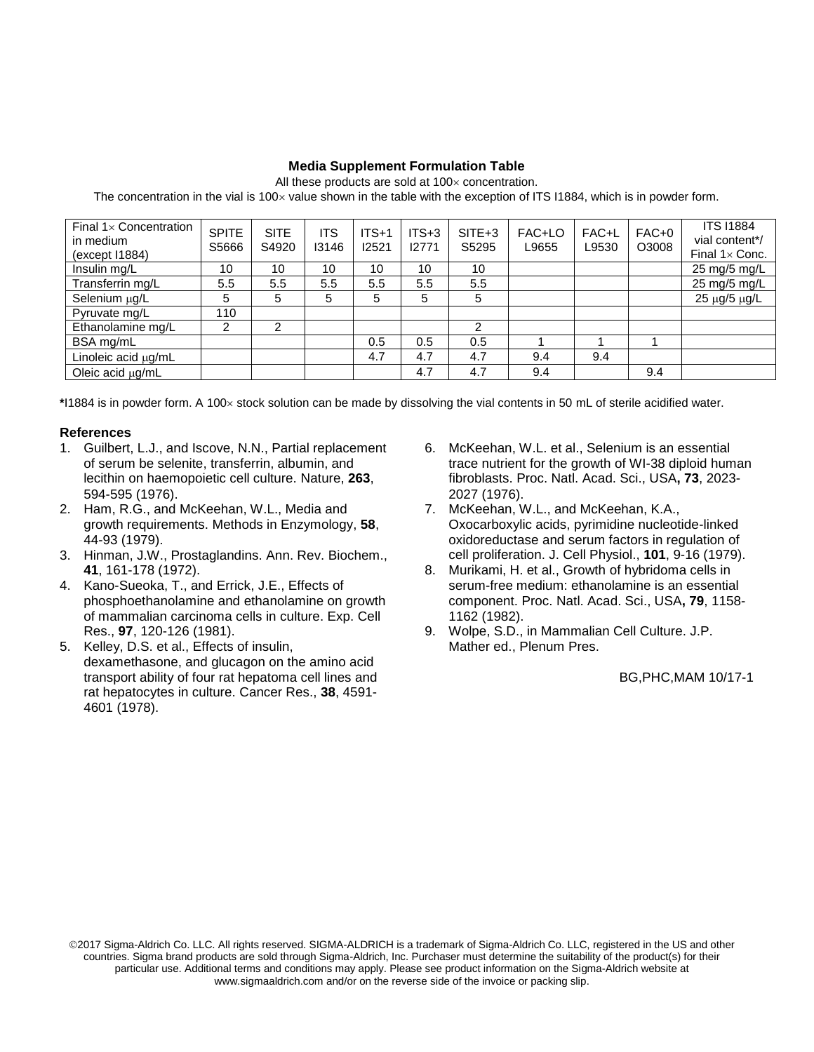**Media Supplement Formulation Table**

All these products are sold at 100× concentration.

The concentration in the vial is 100× value shown in the table with the exception of ITS I1884, which is in powder form.

| Final 1× Concentration in medium (except I1884) | SPITE S5666 | SITE S4920 | ITS I3146 | ITS+1 I2521 | ITS+3 I2771 | SITE+3 S5295 | FAC+LO L9655 | FAC+L L9530 | FAC+0 O3008 | ITS I1884 vial content*/ Final 1× Conc. |
|---|---|---|---|---|---|---|---|---|---|---|
| Insulin mg/L | 10 | 10 | 10 | 10 | 10 | 10 | | | | 25 mg/5 mg/L |
| Transferrin mg/L | 5.5 | 5.5 | 5.5 | 5.5 | 5.5 | 5.5 | | | | 25 mg/5 mg/L |
| Selenium μg/L | 5 | 5 | 5 | 5 | 5 | 5 | | | | 25 μg/5 μg/L |
| Pyruvate mg/L | 110 | | | | | | | | | |
| Ethanolamine mg/L | 2 | 2 | | | | 2 | | | | |
| BSA mg/mL | | | | 0.5 | 0.5 | 0.5 | 1 | 1 | 1 | |
| Linoleic acid μg/mL | | | | 4.7 | 4.7 | 4.7 | 9.4 | 9.4 | | |
| Oleic acid μg/mL | | | | | 4.7 | 4.7 | 9.4 | | 9.4 | |

***I1884** is in powder form. A 100× stock solution can be made by dissolving the vial contents in 50 mL of sterile acidified water.

**References**

1. Guilbert, L.J., and Iscove, N.N., Partial replacement of serum be selenite, transferrin, albumin, and lecithin on haemopoietic cell culture. Nature, **263**, 594-595 (1976).
2. Ham, R.G., and McKeehan, W.L., Media and growth requirements. Methods in Enzymology, **58**, 44-93 (1979).
3. Hinman, J.W., Prostaglandins. Ann. Rev. Biochem., **41**, 161-178 (1972).
4. Kano-Sueoka, T., and Errick, J.E., Effects of phosphoethanolamine and ethanolamine on growth of mammalian carcinoma cells in culture. Exp. Cell Res., **97**, 120-126 (1981).
5. Kelley, D.S. et al., Effects of insulin, dexamethasone, and glucagon on the amino acid transport ability of four rat hepatoma cell lines and rat hepatocytes in culture. Cancer Res., **38**, 4591-4601 (1978).
6. McKeehan, W.L. et al., Selenium is an essential trace nutrient for the growth of WI-38 diploid human fibroblasts. Proc. Natl. Acad. Sci., USA**, 73**, 2023-2027 (1976).
7. McKeehan, W.L., and McKeehan, K.A., Oxocarboxylic acids, pyrimidine nucleotide-linked oxidoreductase and serum factors in regulation of cell proliferation. J. Cell Physiol., **101**, 9-16 (1979).
8. Murikami, H. et al., Growth of hybridoma cells in serum-free medium: ethanolamine is an essential component. Proc. Natl. Acad. Sci., USA**, 79**, 1158-1162 (1982).
9. Wolpe, S.D., in Mammalian Cell Culture. J.P. Mather ed., Plenum Pres.

BG,PHC,MAM 10/17-1

©2017 Sigma-Aldrich Co. LLC. All rights reserved. SIGMA-ALDRICH is a trademark of Sigma-Aldrich Co. LLC, registered in the US and other countries. Sigma brand products are sold through Sigma-Aldrich, Inc. Purchaser must determine the suitability of the product(s) for their particular use. Additional terms and conditions may apply. Please see product information on the Sigma-Aldrich website at www.sigmaaldrich.com and/or on the reverse side of the invoice or packing slip.